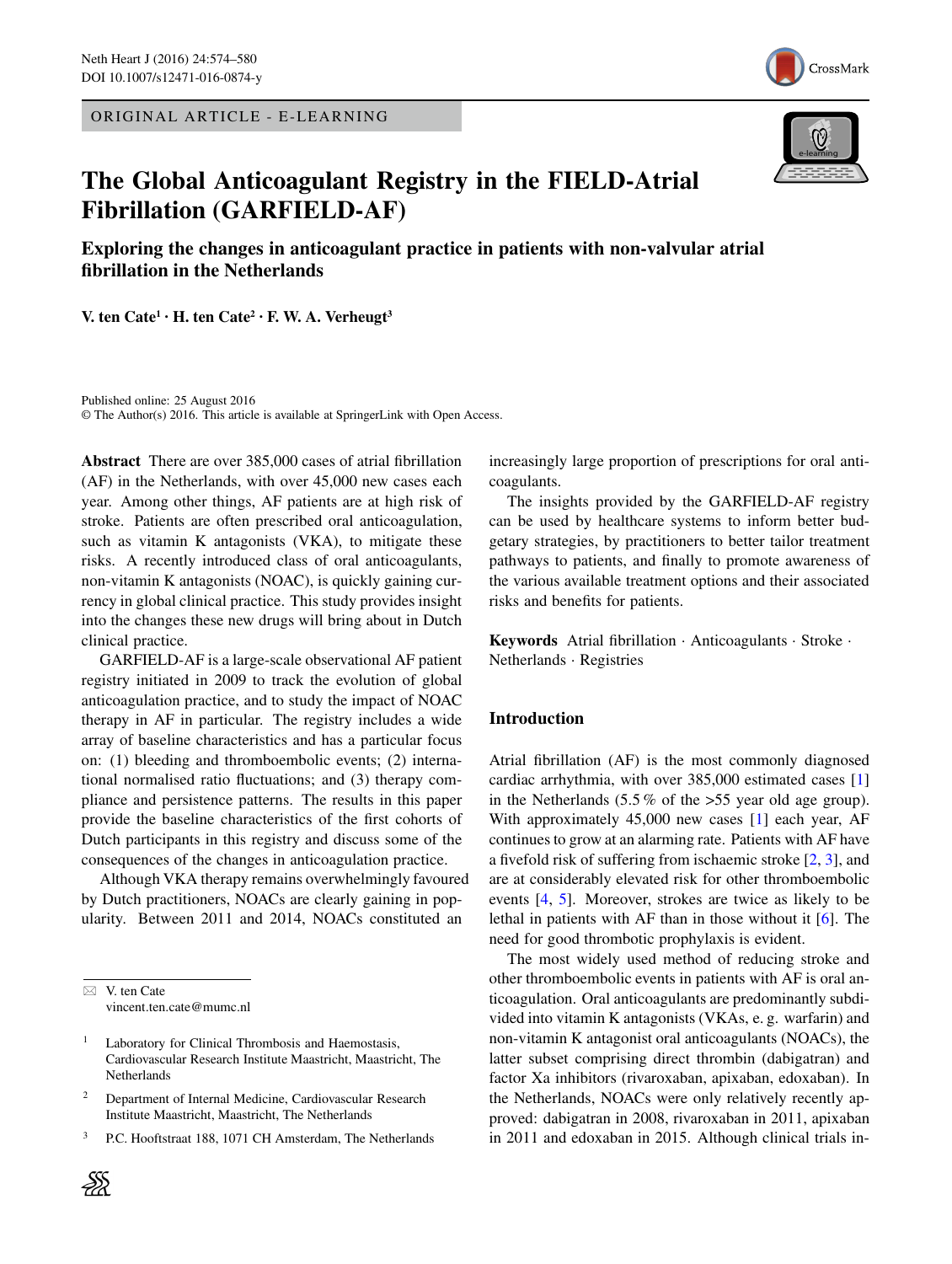ORIGINAL ARTICLE - E-LEARNING

# The Global Anticoagulant Registry in the FIELD-Atrial Fibrillation (GARFIELD-AF)

## Exploring the changes in anticoagulant practice in patients with non-valvular atrial fibrillation in the Netherlands

**V. ten Cate[1] · H. ten Cate[2] · F. W. A. Verheugt[3]**

Published online: 25 August 2016
© The Author(s) 2016. This article is available at SpringerLink with Open Access.

**Abstract** There are over 385,000 cases of atrial fibrillation (AF) in the Netherlands, with over 45,000 new cases each year. Among other things, AF patients are at high risk of stroke. Patients are often prescribed oral anticoagulation, such as vitamin K antagonists (VKA), to mitigate these risks. A recently introduced class of oral anticoagulants, non-vitamin K antagonists (NOAC), is quickly gaining currency in global clinical practice. This study provides insight into the changes these new drugs will bring about in Dutch clinical practice.

GARFIELD-AF is a large-scale observational AF patient registry initiated in 2009 to track the evolution of global anticoagulation practice, and to study the impact of NOAC therapy in AF in particular. The registry includes a wide array of baseline characteristics and has a particular focus on: (1) bleeding and thromboembolic events; (2) international normalised ratio fluctuations; and (3) therapy compliance and persistence patterns. The results in this paper provide the baseline characteristics of the first cohorts of Dutch participants in this registry and discuss some of the consequences of the changes in anticoagulation practice.

Although VKA therapy remains overwhelmingly favoured by Dutch practitioners, NOACs are clearly gaining in popularity. Between 2011 and 2014, NOACs constituted an increasingly large proportion of prescriptions for oral anticoagulants.

The insights provided by the GARFIELD-AF registry can be used by healthcare systems to inform better budgetary strategies, by practitioners to better tailor treatment pathways to patients, and finally to promote awareness of the various available treatment options and their associated risks and benefits for patients.

**Keywords** Atrial fibrillation · Anticoagulants · Stroke · Netherlands · Registries

✉ V. ten Cate
vincent.ten.cate@mumc.nl

[1] Laboratory for Clinical Thrombosis and Haemostasis, Cardiovascular Research Institute Maastricht, Maastricht, The Netherlands

[2] Department of Internal Medicine, Cardiovascular Research Institute Maastricht, Maastricht, The Netherlands

[3] P.C. Hooftstraat 188, 1071 CH Amsterdam, The Netherlands

## Introduction

Atrial fibrillation (AF) is the most commonly diagnosed cardiac arrhythmia, with over 385,000 estimated cases [1] in the Netherlands (5.5 % of the >55 year old age group). With approximately 45,000 new cases [1] each year, AF continues to grow at an alarming rate. Patients with AF have a fivefold risk of suffering from ischaemic stroke [2, 3], and are at considerably elevated risk for other thromboembolic events [4, 5]. Moreover, strokes are twice as likely to be lethal in patients with AF than in those without it [6]. The need for good thrombotic prophylaxis is evident.

The most widely used method of reducing stroke and other thromboembolic events in patients with AF is oral anticoagulation. Oral anticoagulants are predominantly subdivided into vitamin K antagonists (VKAs, e. g. warfarin) and non-vitamin K antagonist oral anticoagulants (NOACs), the latter subset comprising direct thrombin (dabigatran) and factor Xa inhibitors (rivaroxaban, apixaban, edoxaban). In the Netherlands, NOACs were only relatively recently approved: dabigatran in 2008, rivaroxaban in 2011, apixaban in 2011 and edoxaban in 2015. Although clinical trials in-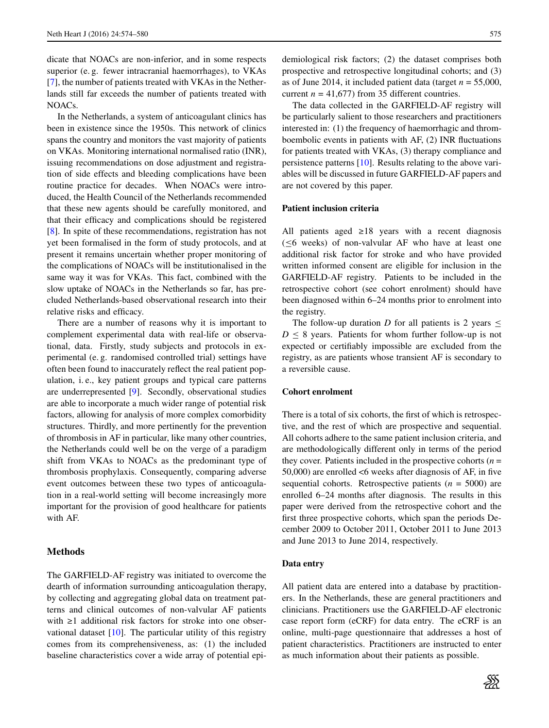dicate that NOACs are non-inferior, and in some respects superior (e. g. fewer intracranial haemorrhages), to VKAs [7], the number of patients treated with VKAs in the Netherlands still far exceeds the number of patients treated with NOACs.

In the Netherlands, a system of anticoagulant clinics has been in existence since the 1950s. This network of clinics spans the country and monitors the vast majority of patients on VKAs. Monitoring international normalised ratio (INR), issuing recommendations on dose adjustment and registration of side effects and bleeding complications have been routine practice for decades. When NOACs were introduced, the Health Council of the Netherlands recommended that these new agents should be carefully monitored, and that their efficacy and complications should be registered [8]. In spite of these recommendations, registration has not yet been formalised in the form of study protocols, and at present it remains uncertain whether proper monitoring of the complications of NOACs will be institutionalised in the same way it was for VKAs. This fact, combined with the slow uptake of NOACs in the Netherlands so far, has precluded Netherlands-based observational research into their relative risks and efficacy.

There are a number of reasons why it is important to complement experimental data with real-life or observational, data. Firstly, study subjects and protocols in experimental (e. g. randomised controlled trial) settings have often been found to inaccurately reflect the real patient population, i. e., key patient groups and typical care patterns are underrepresented [9]. Secondly, observational studies are able to incorporate a much wider range of potential risk factors, allowing for analysis of more complex comorbidity structures. Thirdly, and more pertinently for the prevention of thrombosis in AF in particular, like many other countries, the Netherlands could well be on the verge of a paradigm shift from VKAs to NOACs as the predominant type of thrombosis prophylaxis. Consequently, comparing adverse event outcomes between these two types of anticoagulation in a real-world setting will become increasingly more important for the provision of good healthcare for patients with AF.

## Methods

The GARFIELD-AF registry was initiated to overcome the dearth of information surrounding anticoagulation therapy, by collecting and aggregating global data on treatment patterns and clinical outcomes of non-valvular AF patients with ≥1 additional risk factors for stroke into one observational dataset [10]. The particular utility of this registry comes from its comprehensiveness, as: (1) the included baseline characteristics cover a wide array of potential epidemiological risk factors; (2) the dataset comprises both prospective and retrospective longitudinal cohorts; and (3) as of June 2014, it included patient data (target $n$ = 55,000, current $n$ = 41,677) from 35 different countries.

The data collected in the GARFIELD-AF registry will be particularly salient to those researchers and practitioners interested in: (1) the frequency of haemorrhagic and thromboembolic events in patients with AF, (2) INR fluctuations for patients treated with VKAs, (3) therapy compliance and persistence patterns [10]. Results relating to the above variables will be discussed in future GARFIELD-AF papers and are not covered by this paper.

### Patient inclusion criteria

All patients aged ≥18 years with a recent diagnosis (≤6 weeks) of non-valvular AF who have at least one additional risk factor for stroke and who have provided written informed consent are eligible for inclusion in the GARFIELD-AF registry. Patients to be included in the retrospective cohort (see cohort enrolment) should have been diagnosed within 6–24 months prior to enrolment into the registry.

The follow-up duration $D$ for all patients is 2 years $\leq D \leq$ 8 years. Patients for whom further follow-up is not expected or certifiably impossible are excluded from the registry, as are patients whose transient AF is secondary to a reversible cause.

### Cohort enrolment

There is a total of six cohorts, the first of which is retrospective, and the rest of which are prospective and sequential. All cohorts adhere to the same patient inclusion criteria, and are methodologically different only in terms of the period they cover. Patients included in the prospective cohorts ($n$ = 50,000) are enrolled <6 weeks after diagnosis of AF, in five sequential cohorts. Retrospective patients ($n$ = 5000) are enrolled 6–24 months after diagnosis. The results in this paper were derived from the retrospective cohort and the first three prospective cohorts, which span the periods December 2009 to October 2011, October 2011 to June 2013 and June 2013 to June 2014, respectively.

### Data entry

All patient data are entered into a database by practitioners. In the Netherlands, these are general practitioners and clinicians. Practitioners use the GARFIELD-AF electronic case report form (eCRF) for data entry. The eCRF is an online, multi-page questionnaire that addresses a host of patient characteristics. Practitioners are instructed to enter as much information about their patients as possible.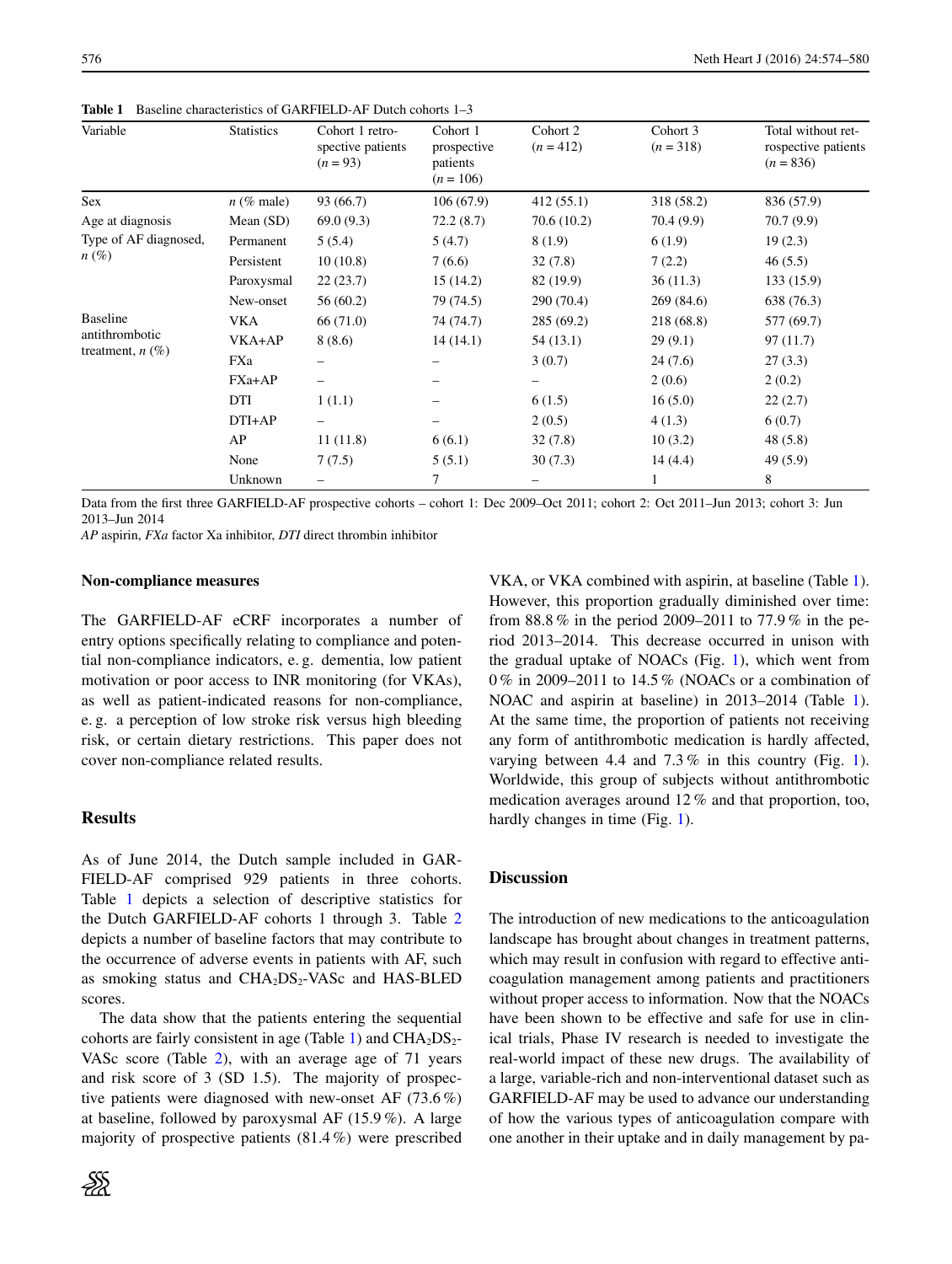**Table 1** Baseline characteristics of GARFIELD-AF Dutch cohorts 1–3

| Variable | Statistics | Cohort 1 retrospective patients (*n* = 93) | Cohort 1 prospective patients (*n* = 106) | Cohort 2 (*n* = 412) | Cohort 3 (*n* = 318) | Total without retrospective patients (*n* = 836) |
|---|---|---|---|---|---|---|
| Sex | *n* (% male) | 93 (66.7) | 106 (67.9) | 412 (55.1) | 318 (58.2) | 836 (57.9) |
| Age at diagnosis | Mean (SD) | 69.0 (9.3) | 72.2 (8.7) | 70.6 (10.2) | 70.4 (9.9) | 70.7 (9.9) |
| Type of AF diagnosed, *n* (%) | Permanent | 5 (5.4) | 5 (4.7) | 8 (1.9) | 6 (1.9) | 19 (2.3) |
| | Persistent | 10 (10.8) | 7 (6.6) | 32 (7.8) | 7 (2.2) | 46 (5.5) |
| | Paroxysmal | 22 (23.7) | 15 (14.2) | 82 (19.9) | 36 (11.3) | 133 (15.9) |
| | New-onset | 56 (60.2) | 79 (74.5) | 290 (70.4) | 269 (84.6) | 638 (76.3) |
| Baseline antithrombotic treatment, *n* (%) | VKA | 66 (71.0) | 74 (74.7) | 285 (69.2) | 218 (68.8) | 577 (69.7) |
| | VKA+AP | 8 (8.6) | 14 (14.1) | 54 (13.1) | 29 (9.1) | 97 (11.7) |
| | FXa | – | – | 3 (0.7) | 24 (7.6) | 27 (3.3) |
| | FXa+AP | – | – | – | 2 (0.6) | 2 (0.2) |
| | DTI | 1 (1.1) | – | 6 (1.5) | 16 (5.0) | 22 (2.7) |
| | DTI+AP | – | – | 2 (0.5) | 4 (1.3) | 6 (0.7) |
| | AP | 11 (11.8) | 6 (6.1) | 32 (7.8) | 10 (3.2) | 48 (5.8) |
| | None | 7 (7.5) | 5 (5.1) | 30 (7.3) | 14 (4.4) | 49 (5.9) |
| | Unknown | – | 7 | – | 1 | 8 |

Data from the first three GARFIELD-AF prospective cohorts – cohort 1: Dec 2009–Oct 2011; cohort 2: Oct 2011–Jun 2013; cohort 3: Jun 2013–Jun 2014

*AP* aspirin, *FXa* factor Xa inhibitor, *DTI* direct thrombin inhibitor

#### Non-compliance measures

The GARFIELD-AF eCRF incorporates a number of entry options specifically relating to compliance and potential non-compliance indicators, e.g. dementia, low patient motivation or poor access to INR monitoring (for VKAs), as well as patient-indicated reasons for non-compliance, e.g. a perception of low stroke risk versus high bleeding risk, or certain dietary restrictions. This paper does not cover non-compliance related results.

## Results

As of June 2014, the Dutch sample included in GARFIELD-AF comprised 929 patients in three cohorts. Table 1 depicts a selection of descriptive statistics for the Dutch GARFIELD-AF cohorts 1 through 3. Table 2 depicts a number of baseline factors that may contribute to the occurrence of adverse events in patients with AF, such as smoking status and $CHA_2DS_2$-VASc and HAS-BLED scores.

The data show that the patients entering the sequential cohorts are fairly consistent in age (Table 1) and $CHA_2DS_2$-VASc score (Table 2), with an average age of 71 years and risk score of 3 (SD 1.5). The majority of prospective patients were diagnosed with new-onset AF (73.6 %) at baseline, followed by paroxysmal AF (15.9 %). A large majority of prospective patients (81.4 %) were prescribed VKA, or VKA combined with aspirin, at baseline (Table 1). However, this proportion gradually diminished over time: from 88.8 % in the period 2009–2011 to 77.9 % in the period 2013–2014. This decrease occurred in unison with the gradual uptake of NOACs (Fig. 1), which went from 0 % in 2009–2011 to 14.5 % (NOACs or a combination of NOAC and aspirin at baseline) in 2013–2014 (Table 1). At the same time, the proportion of patients not receiving any form of antithrombotic medication is hardly affected, varying between 4.4 and 7.3 % in this country (Fig. 1). Worldwide, this group of subjects without antithrombotic medication averages around 12 % and that proportion, too, hardly changes in time (Fig. 1).

## Discussion

The introduction of new medications to the anticoagulation landscape has brought about changes in treatment patterns, which may result in confusion with regard to effective anticoagulation management among patients and practitioners without proper access to information. Now that the NOACs have been shown to be effective and safe for use in clinical trials, Phase IV research is needed to investigate the real-world impact of these new drugs. The availability of a large, variable-rich and non-interventional dataset such as GARFIELD-AF may be used to advance our understanding of how the various types of anticoagulation compare with one another in their uptake and in daily management by pa-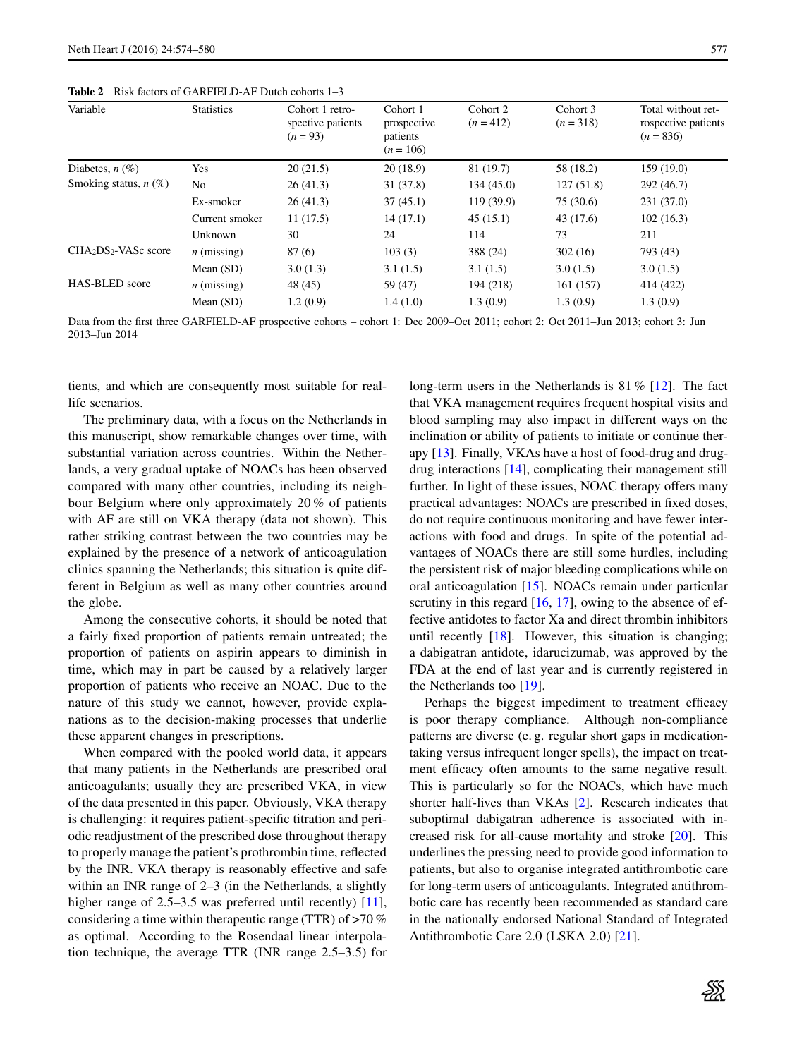**Table 2** Risk factors of GARFIELD-AF Dutch cohorts 1–3

| Variable | Statistics | Cohort 1 retrospective patients ($n = 93$) | Cohort 1 prospective patients ($n = 106$) | Cohort 2 ($n = 412$) | Cohort 3 ($n = 318$) | Total without retrospective patients ($n = 836$) |
|---|---|---|---|---|---|---|
| Diabetes, *n* (%) | Yes | 20 (21.5) | 20 (18.9) | 81 (19.7) | 58 (18.2) | 159 (19.0) |
| Smoking status, *n* (%) | No | 26 (41.3) | 31 (37.8) | 134 (45.0) | 127 (51.8) | 292 (46.7) |
| | Ex-smoker | 26 (41.3) | 37 (45.1) | 119 (39.9) | 75 (30.6) | 231 (37.0) |
| | Current smoker | 11 (17.5) | 14 (17.1) | 45 (15.1) | 43 (17.6) | 102 (16.3) |
| | Unknown | 30 | 24 | 114 | 73 | 211 |
| $CHA_2DS_2$-VASc score | *n* (missing) | 87 (6) | 103 (3) | 388 (24) | 302 (16) | 793 (43) |
| | Mean (SD) | 3.0 (1.3) | 3.1 (1.5) | 3.1 (1.5) | 3.0 (1.5) | 3.0 (1.5) |
| HAS-BLED score | *n* (missing) | 48 (45) | 59 (47) | 194 (218) | 161 (157) | 414 (422) |
| | Mean (SD) | 1.2 (0.9) | 1.4 (1.0) | 1.3 (0.9) | 1.3 (0.9) | 1.3 (0.9) |

Data from the first three GARFIELD-AF prospective cohorts – cohort 1: Dec 2009–Oct 2011; cohort 2: Oct 2011–Jun 2013; cohort 3: Jun 2013–Jun 2014

tients, and which are consequently most suitable for real-life scenarios.

The preliminary data, with a focus on the Netherlands in this manuscript, show remarkable changes over time, with substantial variation across countries. Within the Netherlands, a very gradual uptake of NOACs has been observed compared with many other countries, including its neighbour Belgium where only approximately 20 % of patients with AF are still on VKA therapy (data not shown). This rather striking contrast between the two countries may be explained by the presence of a network of anticoagulation clinics spanning the Netherlands; this situation is quite different in Belgium as well as many other countries around the globe.

Among the consecutive cohorts, it should be noted that a fairly fixed proportion of patients remain untreated; the proportion of patients on aspirin appears to diminish in time, which may in part be caused by a relatively larger proportion of patients who receive an NOAC. Due to the nature of this study we cannot, however, provide explanations as to the decision-making processes that underlie these apparent changes in prescriptions.

When compared with the pooled world data, it appears that many patients in the Netherlands are prescribed oral anticoagulants; usually they are prescribed VKA, in view of the data presented in this paper. Obviously, VKA therapy is challenging: it requires patient-specific titration and periodic readjustment of the prescribed dose throughout therapy to properly manage the patient's prothrombin time, reflected by the INR. VKA therapy is reasonably effective and safe within an INR range of 2–3 (in the Netherlands, a slightly higher range of 2.5–3.5 was preferred until recently) [11], considering a time within therapeutic range (TTR) of >70 % as optimal. According to the Rosendaal linear interpolation technique, the average TTR (INR range 2.5–3.5) for long-term users in the Netherlands is 81 % [12]. The fact that VKA management requires frequent hospital visits and blood sampling may also impact in different ways on the inclination or ability of patients to initiate or continue therapy [13]. Finally, VKAs have a host of food-drug and drug-drug interactions [14], complicating their management still further. In light of these issues, NOAC therapy offers many practical advantages: NOACs are prescribed in fixed doses, do not require continuous monitoring and have fewer interactions with food and drugs. In spite of the potential advantages of NOACs there are still some hurdles, including the persistent risk of major bleeding complications while on oral anticoagulation [15]. NOACs remain under particular scrutiny in this regard [16, 17], owing to the absence of effective antidotes to factor Xa and direct thrombin inhibitors until recently [18]. However, this situation is changing; a dabigatran antidote, idarucizumab, was approved by the FDA at the end of last year and is currently registered in the Netherlands too [19].

Perhaps the biggest impediment to treatment efficacy is poor therapy compliance. Although non-compliance patterns are diverse (e. g. regular short gaps in medication-taking versus infrequent longer spells), the impact on treatment efficacy often amounts to the same negative result. This is particularly so for the NOACs, which have much shorter half-lives than VKAs [2]. Research indicates that suboptimal dabigatran adherence is associated with increased risk for all-cause mortality and stroke [20]. This underlines the pressing need to provide good information to patients, but also to organise integrated antithrombotic care for long-term users of anticoagulants. Integrated antithrombotic care has recently been recommended as standard care in the nationally endorsed National Standard of Integrated Antithrombotic Care 2.0 (LSKA 2.0) [21].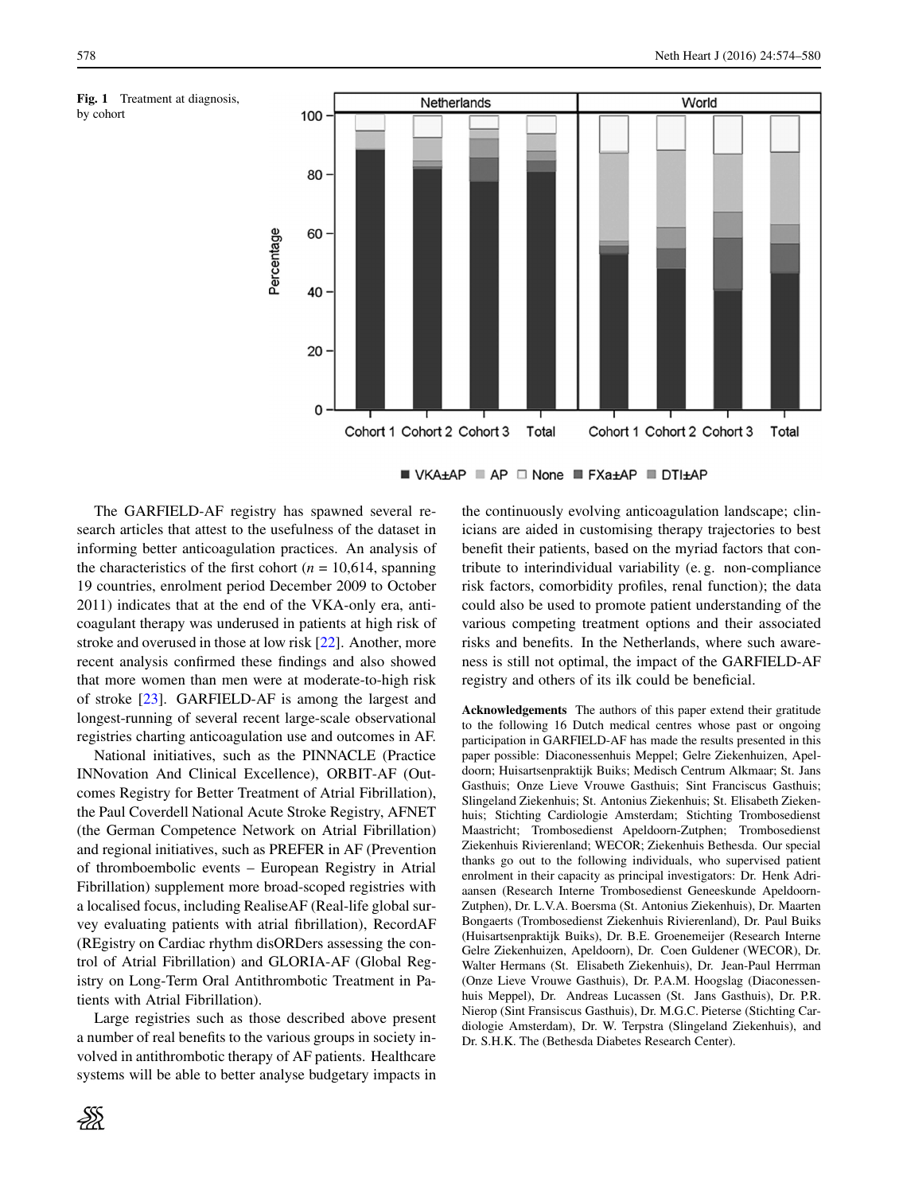**Fig. 1** Treatment at diagnosis, by cohort

The GARFIELD-AF registry has spawned several research articles that attest to the usefulness of the dataset in informing better anticoagulation practices. An analysis of the characteristics of the first cohort ($n$ = 10,614, spanning 19 countries, enrolment period December 2009 to October 2011) indicates that at the end of the VKA-only era, anticoagulant therapy was underused in patients at high risk of stroke and overused in those at low risk [22]. Another, more recent analysis confirmed these findings and also showed that more women than men were at moderate-to-high risk of stroke [23]. GARFIELD-AF is among the largest and longest-running of several recent large-scale observational registries charting anticoagulation use and outcomes in AF.

National initiatives, such as the PINNACLE (Practice INNovation And Clinical Excellence), ORBIT-AF (Outcomes Registry for Better Treatment of Atrial Fibrillation), the Paul Coverdell National Acute Stroke Registry, AFNET (the German Competence Network on Atrial Fibrillation) and regional initiatives, such as PREFER in AF (Prevention of thromboembolic events – European Registry in Atrial Fibrillation) supplement more broad-scoped registries with a localised focus, including RealiseAF (Real-life global survey evaluating patients with atrial fibrillation), RecordAF (REgistry on Cardiac rhythm disORDers assessing the control of Atrial Fibrillation) and GLORIA-AF (Global Registry on Long-Term Oral Antithrombotic Treatment in Patients with Atrial Fibrillation).

Large registries such as those described above present a number of real benefits to the various groups in society involved in antithrombotic therapy of AF patients. Healthcare systems will be able to better analyse budgetary impacts in the continuously evolving anticoagulation landscape; clinicians are aided in customising therapy trajectories to best benefit their patients, based on the myriad factors that contribute to interindividual variability (e. g. non-compliance risk factors, comorbidity profiles, renal function); the data could also be used to promote patient understanding of the various competing treatment options and their associated risks and benefits. In the Netherlands, where such awareness is still not optimal, the impact of the GARFIELD-AF registry and others of its ilk could be beneficial.

**Acknowledgements** The authors of this paper extend their gratitude to the following 16 Dutch medical centres whose past or ongoing participation in GARFIELD-AF has made the results presented in this paper possible: Diaconessenhuis Meppel; Gelre Ziekenhuizen, Apeldoorn; Huisartsenpraktijk Buiks; Medisch Centrum Alkmaar; St. Jans Gasthuis; Onze Lieve Vrouwe Gasthuis; Sint Franciscus Gasthuis; Slingeland Ziekenhuis; St. Antonius Ziekenhuis; St. Elisabeth Ziekenhuis; Stichting Cardiologie Amsterdam; Stichting Trombosedienst Maastricht; Trombosedienst Apeldoorn-Zutphen; Trombosedienst Ziekenhuis Rivierenland; WECOR; Ziekenhuis Bethesda. Our special thanks go out to the following individuals, who supervised patient enrolment in their capacity as principal investigators: Dr. Henk Adriaansen (Research Interne Trombosedienst Geneeskunde Apeldoorn-Zutphen), Dr. L.V.A. Boersma (St. Antonius Ziekenhuis), Dr. Maarten Bongaerts (Trombosedienst Ziekenhuis Rivierenland), Dr. Paul Buiks (Huisartsenpraktijk Buiks), Dr. B.E. Groenemeijer (Research Interne Gelre Ziekenhuizen, Apeldoorn), Dr. Coen Guldener (WECOR), Dr. Walter Hermans (St. Elisabeth Ziekenhuis), Dr. Jean-Paul Herrman (Onze Lieve Vrouwe Gasthuis), Dr. P.A.M. Hoogslag (Diaconessenhuis Meppel), Dr. Andreas Lucassen (St. Jans Gasthuis), Dr. P.R. Nierop (Sint Fransiscus Gasthuis), Dr. M.G.C. Pieterse (Stichting Cardiologie Amsterdam), Dr. W. Terpstra (Slingeland Ziekenhuis), and Dr. S.H.K. The (Bethesda Diabetes Research Center).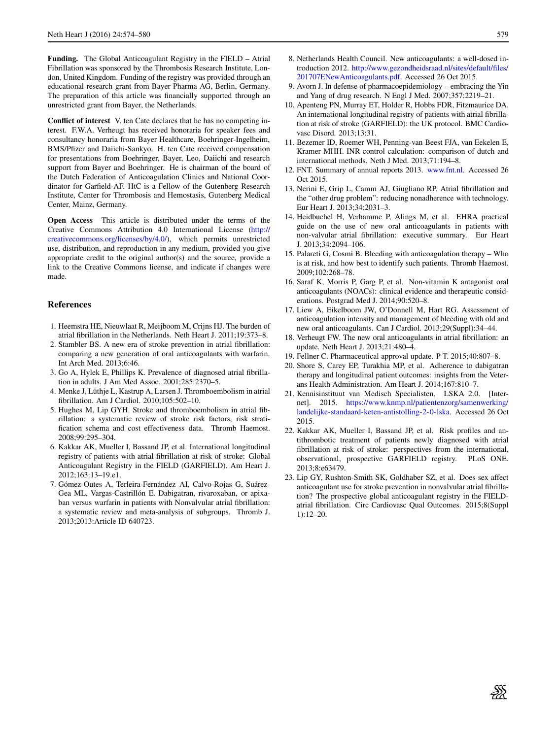**Funding.** The Global Anticoagulant Registry in the FIELD – Atrial Fibrillation was sponsored by the Thrombosis Research Institute, London, United Kingdom. Funding of the registry was provided through an educational research grant from Bayer Pharma AG, Berlin, Germany. The preparation of this article was financially supported through an unrestricted grant from Bayer, the Netherlands.

**Conflict of interest** V. ten Cate declares that he has no competing interest. F.W.A. Verheugt has received honoraria for speaker fees and consultancy honoraria from Bayer Healthcare, Boehringer-Ingelheim, BMS/Pfizer and Daiichi-Sankyo. H. ten Cate received compensation for presentations from Boehringer, Bayer, Leo, Daiichi and research support from Bayer and Boehringer. He is chairman of the board of the Dutch Federation of Anticoagulation Clinics and National Coordinator for Garfield-AF. HtC is a Fellow of the Gutenberg Research Institute, Center for Thrombosis and Hemostasis, Gutenberg Medical Center, Mainz, Germany.

**Open Access** This article is distributed under the terms of the Creative Commons Attribution 4.0 International License (http://creativecommons.org/licenses/by/4.0/), which permits unrestricted use, distribution, and reproduction in any medium, provided you give appropriate credit to the original author(s) and the source, provide a link to the Creative Commons license, and indicate if changes were made.

## References

1. Heemstra HE, Nieuwlaat R, Meijboom M, Crijns HJ. The burden of atrial fibrillation in the Netherlands. Neth Heart J. 2011;19:373–8.
2. Stambler BS. A new era of stroke prevention in atrial fibrillation: comparing a new generation of oral anticoagulants with warfarin. Int Arch Med. 2013;6:46.
3. Go A, Hylek E, Phillips K. Prevalence of diagnosed atrial fibrillation in adults. J Am Med Assoc. 2001;285:2370–5.
4. Menke J, Lüthje L, Kastrup A, Larsen J. Thromboembolism in atrial fibrillation. Am J Cardiol. 2010;105:502–10.
5. Hughes M, Lip GYH. Stroke and thromboembolism in atrial fibrillation: a systematic review of stroke risk factors, risk stratification schema and cost effectiveness data. Thromb Haemost. 2008;99:295–304.
6. Kakkar AK, Mueller I, Bassand JP, et al. International longitudinal registry of patients with atrial fibrillation at risk of stroke: Global Anticoagulant Registry in the FIELD (GARFIELD). Am Heart J. 2012;163:13–19.e1.
7. Gómez-Outes A, Terleira-Fernández AI, Calvo-Rojas G, Suárez-Gea ML, Vargas-Castrillón E. Dabigatran, rivaroxaban, or apixaban versus warfarin in patients with Nonvalvular atrial fibrillation: a systematic review and meta-analysis of subgroups. Thromb J. 2013;2013:Article ID 640723.
8. Netherlands Health Council. New anticoagulants: a well-dosed introduction 2012. http://www.gezondheidsraad.nl/sites/default/files/201707ENewAnticoagulants.pdf. Accessed 26 Oct 2015.
9. Avorn J. In defense of pharmacoepidemiology – embracing the Yin and Yang of drug research. N Engl J Med. 2007;357:2219–21.
10. Apenteng PN, Murray ET, Holder R, Hobbs FDR, Fitzmaurice DA. An international longitudinal registry of patients with atrial fibrillation at risk of stroke (GARFIELD): the UK protocol. BMC Cardiovasc Disord. 2013;13:31.
11. Bezemer ID, Roemer WH, Penning-van Beest FJA, van Eekelen E, Kramer MHH. INR control calculation: comparison of dutch and international methods. Neth J Med. 2013;71:194–8.
12. FNT. Summary of annual reports 2013. www.fnt.nl. Accessed 26 Oct 2015.
13. Nerini E, Grip L, Camm AJ, Giugliano RP. Atrial fibrillation and the "other drug problem": reducing nonadherence with technology. Eur Heart J. 2013;34:2031–3.
14. Heidbuchel H, Verhamme P, Alings M, et al. EHRA practical guide on the use of new oral anticoagulants in patients with non-valvular atrial fibrillation: executive summary. Eur Heart J. 2013;34:2094–106.
15. Palareti G, Cosmi B. Bleeding with anticoagulation therapy – Who is at risk, and how best to identify such patients. Thromb Haemost. 2009;102:268–78.
16. Saraf K, Morris P, Garg P, et al. Non-vitamin K antagonist oral anticoagulants (NOACs): clinical evidence and therapeutic considerations. Postgrad Med J. 2014;90:520–8.
17. Liew A, Eikelboom JW, O'Donnell M, Hart RG. Assessment of anticoagulation intensity and management of bleeding with old and new oral anticoagulants. Can J Cardiol. 2013;29(Suppl):34–44.
18. Verheugt FW. The new oral anticoagulants in atrial fibrillation: an update. Neth Heart J. 2013;21:480–4.
19. Fellner C. Pharmaceutical approval update. P T. 2015;40:807–8.
20. Shore S, Carey EP, Turakhia MP, et al. Adherence to dabigatran therapy and longitudinal patient outcomes: insights from the Veterans Health Administration. Am Heart J. 2014;167:810–7.
21. Kennisinstituut van Medisch Specialisten. LSKA 2.0. [Internet]. 2015. https://www.knmp.nl/patientenzorg/samenwerking/landelijke-standaard-keten-antistolling-2-0-lska. Accessed 26 Oct 2015.
22. Kakkar AK, Mueller I, Bassand JP, et al. Risk profiles and antithrombotic treatment of patients newly diagnosed with atrial fibrillation at risk of stroke: perspectives from the international, observational, prospective GARFIELD registry. PLoS ONE. 2013;8:e63479.
23. Lip GY, Rushton-Smith SK, Goldhaber SZ, et al. Does sex affect anticoagulant use for stroke prevention in nonvalvular atrial fibrillation? The prospective global anticoagulant registry in the FIELD-atrial fibrillation. Circ Cardiovasc Qual Outcomes. 2015;8(Suppl 1):12–20.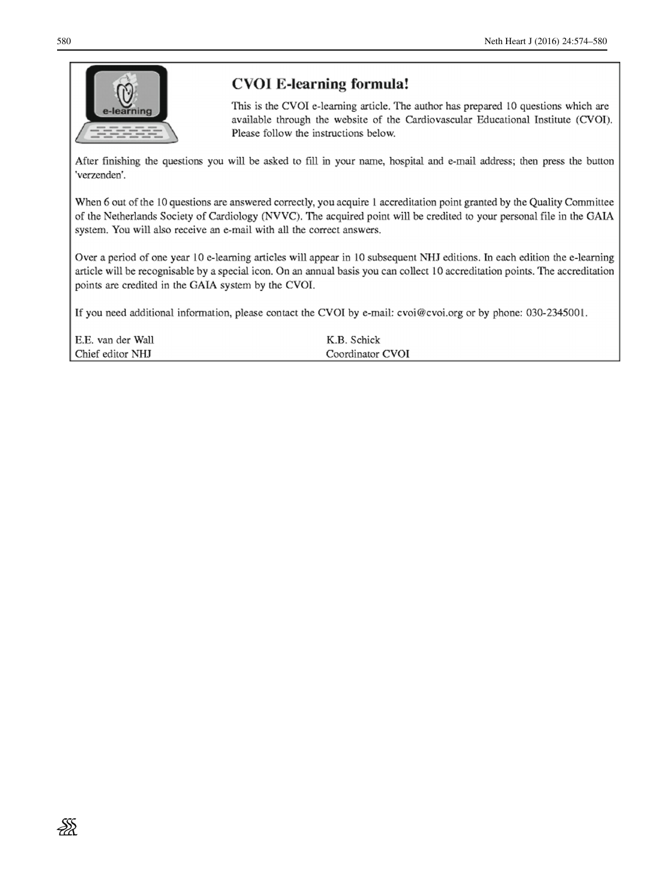## CVOI E-learning formula!

This is the CVOI e-learning article. The author has prepared 10 questions which are available through the website of the Cardiovascular Educational Institute (CVOI). Please follow the instructions below.

After finishing the questions you will be asked to fill in your name, hospital and e-mail address; then press the button 'verzenden'.

When 6 out of the 10 questions are answered correctly, you acquire 1 accreditation point granted by the Quality Committee of the Netherlands Society of Cardiology (NVVC). The acquired point will be credited to your personal file in the GAIA system. You will also receive an e-mail with all the correct answers.

Over a period of one year 10 e-learning articles will appear in 10 subsequent NHJ editions. In each edition the e-learning article will be recognisable by a special icon. On an annual basis you can collect 10 accreditation points. The accreditation points are credited in the GAIA system by the CVOI.

If you need additional information, please contact the CVOI by e-mail: cvoi@cvoi.org or by phone: 030-2345001.

E.E. van der Wall
Chief editor NHJ

K.B. Schick
Coordinator CVOI